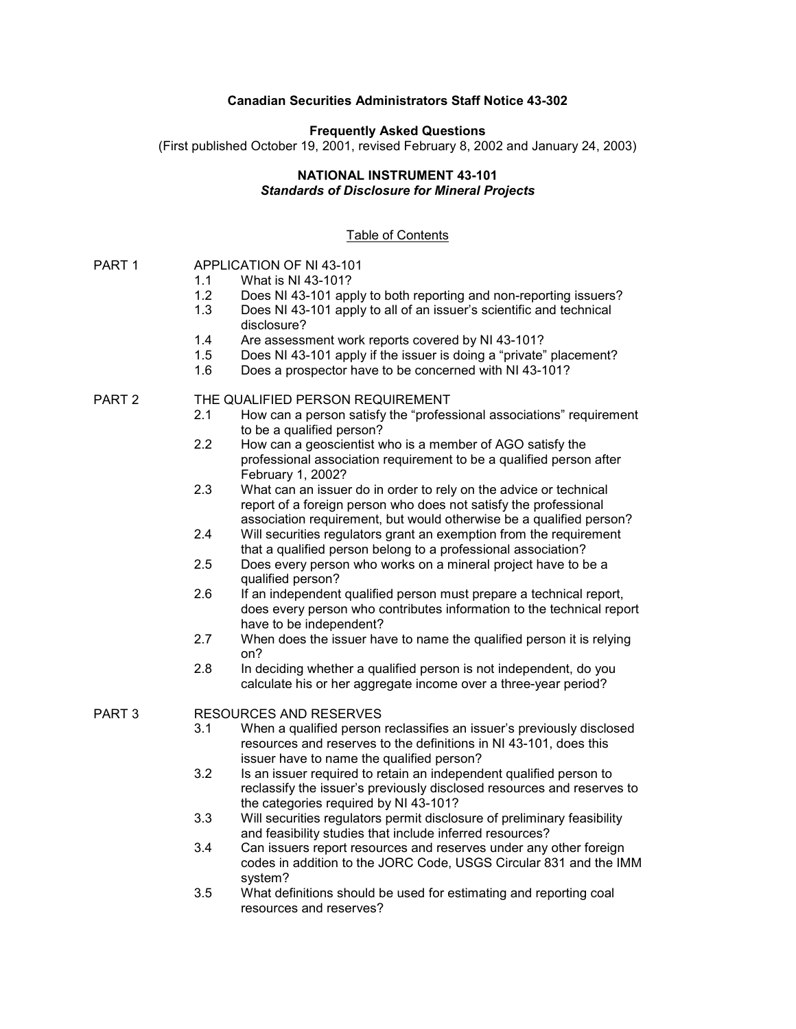**Canadian Securities Administrators Staff Notice 43-302**

**Frequently Asked Questions**

(First published October 19, 2001, revised February 8, 2002 and January 24, 2003)

**NATIONAL INSTRUMENT 43-101**

***Standards of Disclosure for Mineral Projects***

Table of Contents

PART 1 APPLICATION OF NI 43-101

- 1.1 What is NI 43-101?
- 1.2 Does NI 43-101 apply to both reporting and non-reporting issuers?
- 1.3 Does NI 43-101 apply to all of an issuer's scientific and technical disclosure?
- 1.4 Are assessment work reports covered by NI 43-101?
- 1.5 Does NI 43-101 apply if the issuer is doing a "private" placement?
- 1.6 Does a prospector have to be concerned with NI 43-101?

PART 2 THE QUALIFIED PERSON REQUIREMENT

- 2.1 How can a person satisfy the "professional associations" requirement to be a qualified person?
- 2.2 How can a geoscientist who is a member of AGO satisfy the professional association requirement to be a qualified person after February 1, 2002?
- 2.3 What can an issuer do in order to rely on the advice or technical report of a foreign person who does not satisfy the professional association requirement, but would otherwise be a qualified person?
- 2.4 Will securities regulators grant an exemption from the requirement that a qualified person belong to a professional association?
- 2.5 Does every person who works on a mineral project have to be a qualified person?
- 2.6 If an independent qualified person must prepare a technical report, does every person who contributes information to the technical report have to be independent?
- 2.7 When does the issuer have to name the qualified person it is relying on?
- 2.8 In deciding whether a qualified person is not independent, do you calculate his or her aggregate income over a three-year period?

PART 3 RESOURCES AND RESERVES

- 3.1 When a qualified person reclassifies an issuer's previously disclosed resources and reserves to the definitions in NI 43-101, does this issuer have to name the qualified person?
- 3.2 Is an issuer required to retain an independent qualified person to reclassify the issuer's previously disclosed resources and reserves to the categories required by NI 43-101?
- 3.3 Will securities regulators permit disclosure of preliminary feasibility and feasibility studies that include inferred resources?
- 3.4 Can issuers report resources and reserves under any other foreign codes in addition to the JORC Code, USGS Circular 831 and the IMM system?
- 3.5 What definitions should be used for estimating and reporting coal resources and reserves?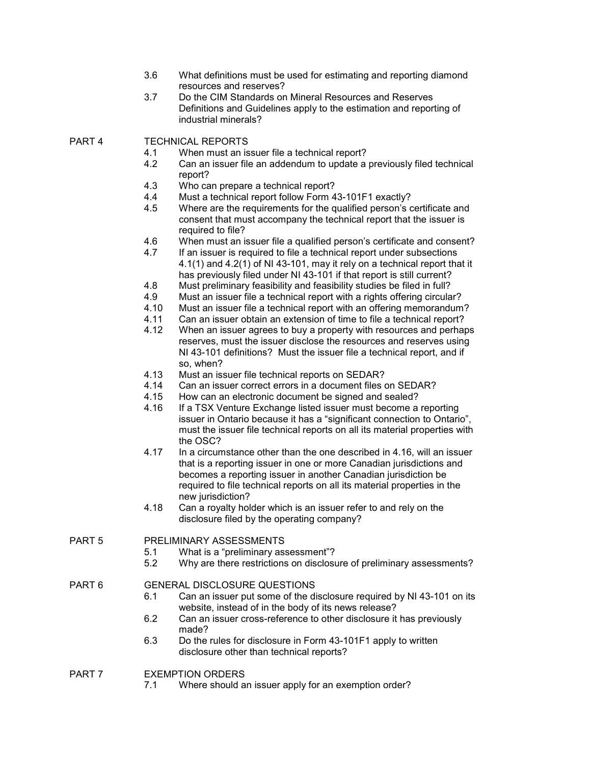3.6 What definitions must be used for estimating and reporting diamond resources and reserves?

3.7 Do the CIM Standards on Mineral Resources and Reserves Definitions and Guidelines apply to the estimation and reporting of industrial minerals?

PART 4 TECHNICAL REPORTS

4.1 When must an issuer file a technical report?

4.2 Can an issuer file an addendum to update a previously filed technical report?

4.3 Who can prepare a technical report?

4.4 Must a technical report follow Form 43-101F1 exactly?

4.5 Where are the requirements for the qualified person's certificate and consent that must accompany the technical report that the issuer is required to file?

4.6 When must an issuer file a qualified person's certificate and consent?

4.7 If an issuer is required to file a technical report under subsections 4.1(1) and 4.2(1) of NI 43-101, may it rely on a technical report that it has previously filed under NI 43-101 if that report is still current?

4.8 Must preliminary feasibility and feasibility studies be filed in full?

4.9 Must an issuer file a technical report with a rights offering circular?

4.10 Must an issuer file a technical report with an offering memorandum?

4.11 Can an issuer obtain an extension of time to file a technical report?

4.12 When an issuer agrees to buy a property with resources and perhaps reserves, must the issuer disclose the resources and reserves using NI 43-101 definitions? Must the issuer file a technical report, and if so, when?

4.13 Must an issuer file technical reports on SEDAR?

4.14 Can an issuer correct errors in a document files on SEDAR?

4.15 How can an electronic document be signed and sealed?

4.16 If a TSX Venture Exchange listed issuer must become a reporting issuer in Ontario because it has a "significant connection to Ontario", must the issuer file technical reports on all its material properties with the OSC?

4.17 In a circumstance other than the one described in 4.16, will an issuer that is a reporting issuer in one or more Canadian jurisdictions and becomes a reporting issuer in another Canadian jurisdiction be required to file technical reports on all its material properties in the new jurisdiction?

4.18 Can a royalty holder which is an issuer refer to and rely on the disclosure filed by the operating company?

PART 5 PRELIMINARY ASSESSMENTS

5.1 What is a "preliminary assessment"?

5.2 Why are there restrictions on disclosure of preliminary assessments?

PART 6 GENERAL DISCLOSURE QUESTIONS

6.1 Can an issuer put some of the disclosure required by NI 43-101 on its website, instead of in the body of its news release?

6.2 Can an issuer cross-reference to other disclosure it has previously made?

6.3 Do the rules for disclosure in Form 43-101F1 apply to written disclosure other than technical reports?

PART 7 EXEMPTION ORDERS

7.1 Where should an issuer apply for an exemption order?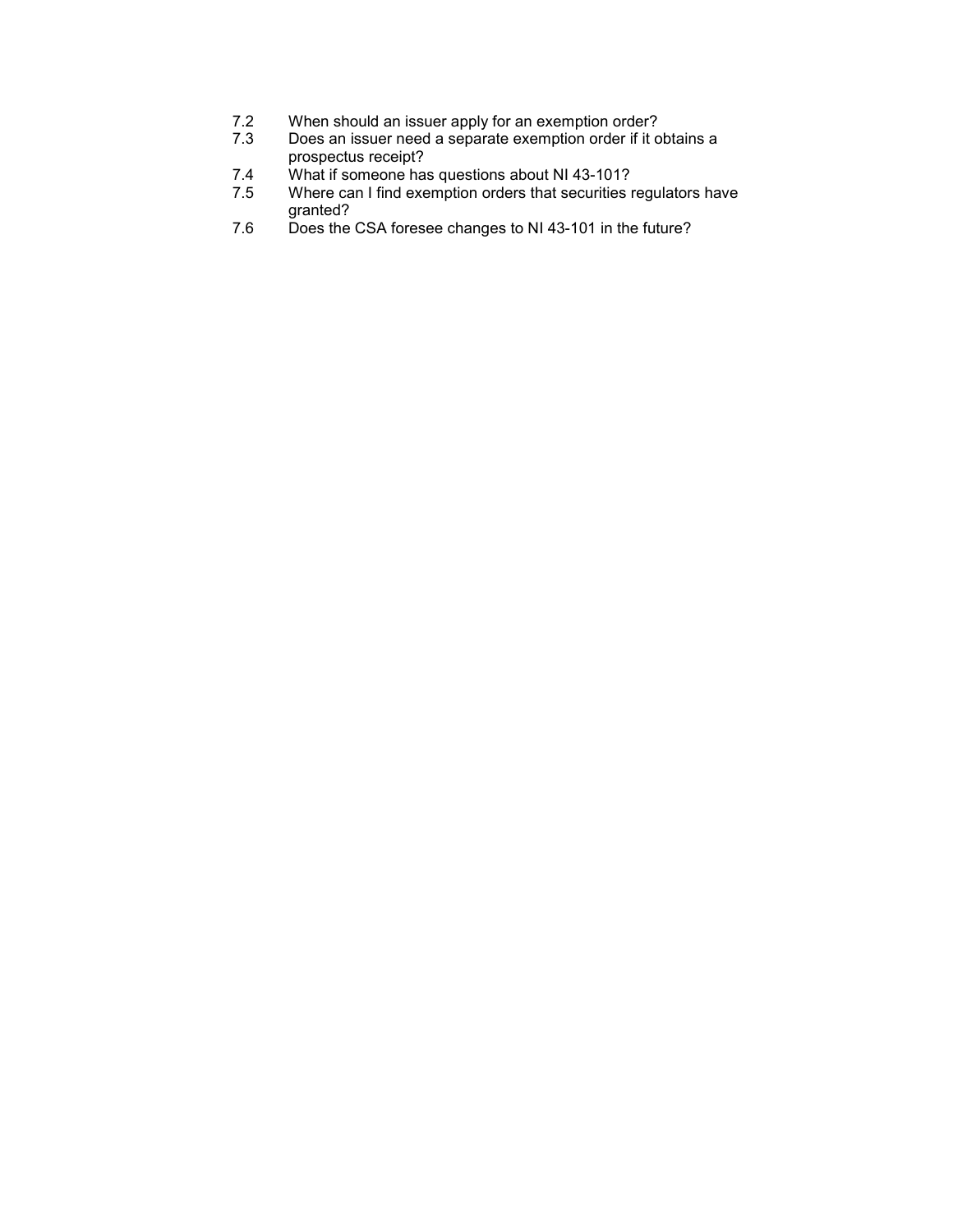7.2 When should an issuer apply for an exemption order?
7.3 Does an issuer need a separate exemption order if it obtains a prospectus receipt?
7.4 What if someone has questions about NI 43-101?
7.5 Where can I find exemption orders that securities regulators have granted?
7.6 Does the CSA foresee changes to NI 43-101 in the future?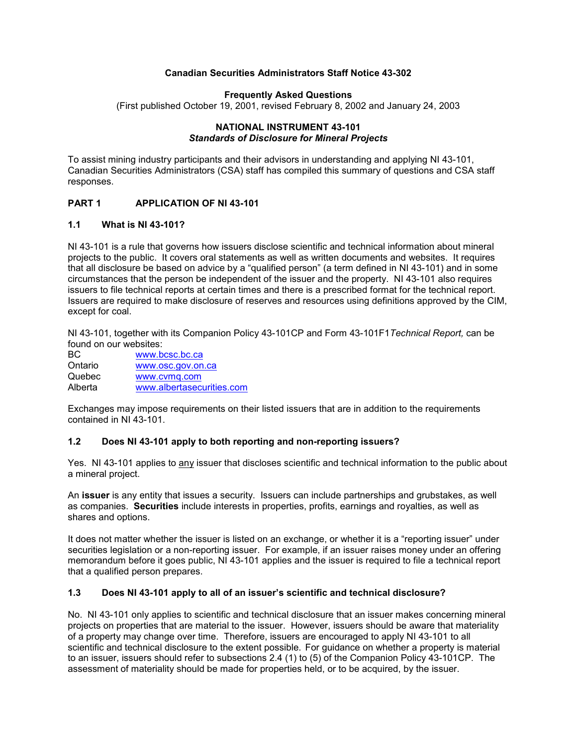**Canadian Securities Administrators Staff Notice 43-302**

**Frequently Asked Questions**
(First published October 19, 2001, revised February 8, 2002 and January 24, 2003

**NATIONAL INSTRUMENT 43-101**
***Standards of Disclosure for Mineral Projects***

To assist mining industry participants and their advisors in understanding and applying NI 43-101, Canadian Securities Administrators (CSA) staff has compiled this summary of questions and CSA staff responses.

## PART 1 APPLICATION OF NI 43-101

### 1.1 What is NI 43-101?

NI 43-101 is a rule that governs how issuers disclose scientific and technical information about mineral projects to the public. It covers oral statements as well as written documents and websites. It requires that all disclosure be based on advice by a "qualified person" (a term defined in NI 43-101) and in some circumstances that the person be independent of the issuer and the property. NI 43-101 also requires issuers to file technical reports at certain times and there is a prescribed format for the technical report. Issuers are required to make disclosure of reserves and resources using definitions approved by the CIM, except for coal.

NI 43-101, together with its Companion Policy 43-101CP and Form 43-101F1 *Technical Report,* can be found on our websites:

| | |
|---|---|
| BC | www.bcsc.bc.ca |
| Ontario | www.osc.gov.on.ca |
| Quebec | www.cvmq.com |
| Alberta | www.albertasecurities.com |

Exchanges may impose requirements on their listed issuers that are in addition to the requirements contained in NI 43-101.

### 1.2 Does NI 43-101 apply to both reporting and non-reporting issuers?

Yes. NI 43-101 applies to any issuer that discloses scientific and technical information to the public about a mineral project.

An **issuer** is any entity that issues a security. Issuers can include partnerships and grubstakes, as well as companies. **Securities** include interests in properties, profits, earnings and royalties, as well as shares and options.

It does not matter whether the issuer is listed on an exchange, or whether it is a "reporting issuer" under securities legislation or a non-reporting issuer. For example, if an issuer raises money under an offering memorandum before it goes public, NI 43-101 applies and the issuer is required to file a technical report that a qualified person prepares.

### 1.3 Does NI 43-101 apply to all of an issuer's scientific and technical disclosure?

No. NI 43-101 only applies to scientific and technical disclosure that an issuer makes concerning mineral projects on properties that are material to the issuer. However, issuers should be aware that materiality of a property may change over time. Therefore, issuers are encouraged to apply NI 43-101 to all scientific and technical disclosure to the extent possible. For guidance on whether a property is material to an issuer, issuers should refer to subsections 2.4 (1) to (5) of the Companion Policy 43-101CP. The assessment of materiality should be made for properties held, or to be acquired, by the issuer.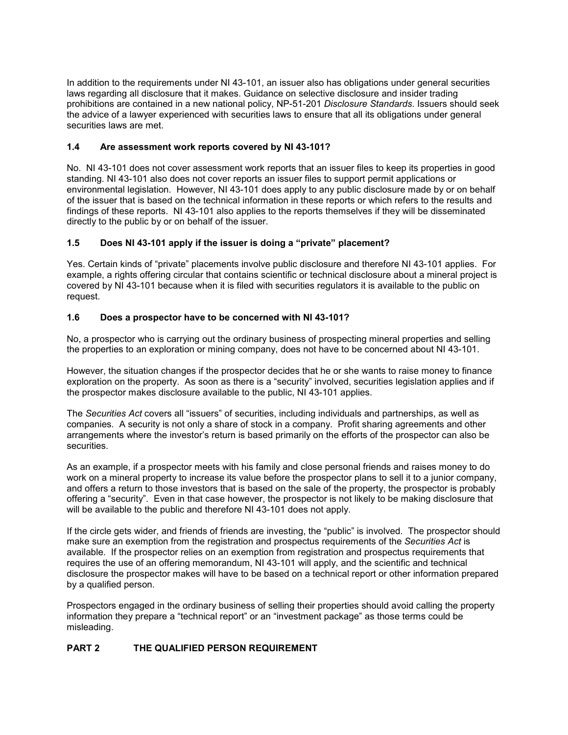In addition to the requirements under NI 43-101, an issuer also has obligations under general securities laws regarding all disclosure that it makes. Guidance on selective disclosure and insider trading prohibitions are contained in a new national policy, NP-51-201 *Disclosure Standards*. Issuers should seek the advice of a lawyer experienced with securities laws to ensure that all its obligations under general securities laws are met.

### 1.4 Are assessment work reports covered by NI 43-101?

No. NI 43-101 does not cover assessment work reports that an issuer files to keep its properties in good standing. NI 43-101 also does not cover reports an issuer files to support permit applications or environmental legislation. However, NI 43-101 does apply to any public disclosure made by or on behalf of the issuer that is based on the technical information in these reports or which refers to the results and findings of these reports. NI 43-101 also applies to the reports themselves if they will be disseminated directly to the public by or on behalf of the issuer.

### 1.5 Does NI 43-101 apply if the issuer is doing a "private" placement?

Yes. Certain kinds of "private" placements involve public disclosure and therefore NI 43-101 applies. For example, a rights offering circular that contains scientific or technical disclosure about a mineral project is covered by NI 43-101 because when it is filed with securities regulators it is available to the public on request.

### 1.6 Does a prospector have to be concerned with NI 43-101?

No, a prospector who is carrying out the ordinary business of prospecting mineral properties and selling the properties to an exploration or mining company, does not have to be concerned about NI 43-101.

However, the situation changes if the prospector decides that he or she wants to raise money to finance exploration on the property. As soon as there is a "security" involved, securities legislation applies and if the prospector makes disclosure available to the public, NI 43-101 applies.

The *Securities Act* covers all "issuers" of securities, including individuals and partnerships, as well as companies. A security is not only a share of stock in a company. Profit sharing agreements and other arrangements where the investor's return is based primarily on the efforts of the prospector can also be securities.

As an example, if a prospector meets with his family and close personal friends and raises money to do work on a mineral property to increase its value before the prospector plans to sell it to a junior company, and offers a return to those investors that is based on the sale of the property, the prospector is probably offering a "security". Even in that case however, the prospector is not likely to be making disclosure that will be available to the public and therefore NI 43-101 does not apply.

If the circle gets wider, and friends of friends are investing, the "public" is involved. The prospector should make sure an exemption from the registration and prospectus requirements of the *Securities Act* is available. If the prospector relies on an exemption from registration and prospectus requirements that requires the use of an offering memorandum, NI 43-101 will apply, and the scientific and technical disclosure the prospector makes will have to be based on a technical report or other information prepared by a qualified person.

Prospectors engaged in the ordinary business of selling their properties should avoid calling the property information they prepare a "technical report" or an "investment package" as those terms could be misleading.

## PART 2 THE QUALIFIED PERSON REQUIREMENT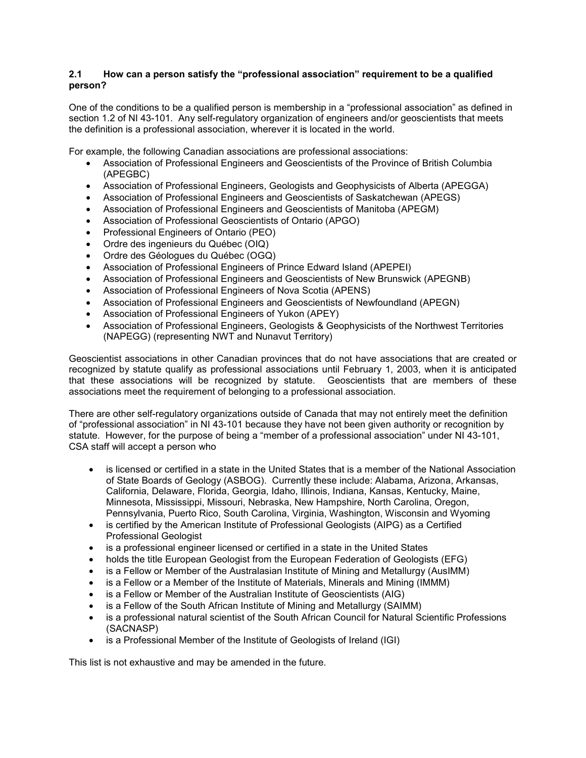### 2.1 How can a person satisfy the "professional association" requirement to be a qualified person?

One of the conditions to be a qualified person is membership in a "professional association" as defined in section 1.2 of NI 43-101. Any self-regulatory organization of engineers and/or geoscientists that meets the definition is a professional association, wherever it is located in the world.

For example, the following Canadian associations are professional associations:

- Association of Professional Engineers and Geoscientists of the Province of British Columbia (APEGBC)
- Association of Professional Engineers, Geologists and Geophysicists of Alberta (APEGGA)
- Association of Professional Engineers and Geoscientists of Saskatchewan (APEGS)
- Association of Professional Engineers and Geoscientists of Manitoba (APEGM)
- Association of Professional Geoscientists of Ontario (APGO)
- Professional Engineers of Ontario (PEO)
- Ordre des ingenieurs du Québec (OIQ)
- Ordre des Géologues du Québec (OGQ)
- Association of Professional Engineers of Prince Edward Island (APEPEI)
- Association of Professional Engineers and Geoscientists of New Brunswick (APEGNB)
- Association of Professional Engineers of Nova Scotia (APENS)
- Association of Professional Engineers and Geoscientists of Newfoundland (APEGN)
- Association of Professional Engineers of Yukon (APEY)
- Association of Professional Engineers, Geologists & Geophysicists of the Northwest Territories (NAPEGG) (representing NWT and Nunavut Territory)

Geoscientist associations in other Canadian provinces that do not have associations that are created or recognized by statute qualify as professional associations until February 1, 2003, when it is anticipated that these associations will be recognized by statute. Geoscientists that are members of these associations meet the requirement of belonging to a professional association.

There are other self-regulatory organizations outside of Canada that may not entirely meet the definition of "professional association" in NI 43-101 because they have not been given authority or recognition by statute. However, for the purpose of being a "member of a professional association" under NI 43-101, CSA staff will accept a person who

- is licensed or certified in a state in the United States that is a member of the National Association of State Boards of Geology (ASBOG). Currently these include: Alabama, Arizona, Arkansas, California, Delaware, Florida, Georgia, Idaho, Illinois, Indiana, Kansas, Kentucky, Maine, Minnesota, Mississippi, Missouri, Nebraska, New Hampshire, North Carolina, Oregon, Pennsylvania, Puerto Rico, South Carolina, Virginia, Washington, Wisconsin and Wyoming
- is certified by the American Institute of Professional Geologists (AIPG) as a Certified Professional Geologist
- is a professional engineer licensed or certified in a state in the United States
- holds the title European Geologist from the European Federation of Geologists (EFG)
- is a Fellow or Member of the Australasian Institute of Mining and Metallurgy (AusIMM)
- is a Fellow or a Member of the Institute of Materials, Minerals and Mining (IMMM)
- is a Fellow or Member of the Australian Institute of Geoscientists (AIG)
- is a Fellow of the South African Institute of Mining and Metallurgy (SAIMM)
- is a professional natural scientist of the South African Council for Natural Scientific Professions (SACNASP)
- is a Professional Member of the Institute of Geologists of Ireland (IGI)

This list is not exhaustive and may be amended in the future.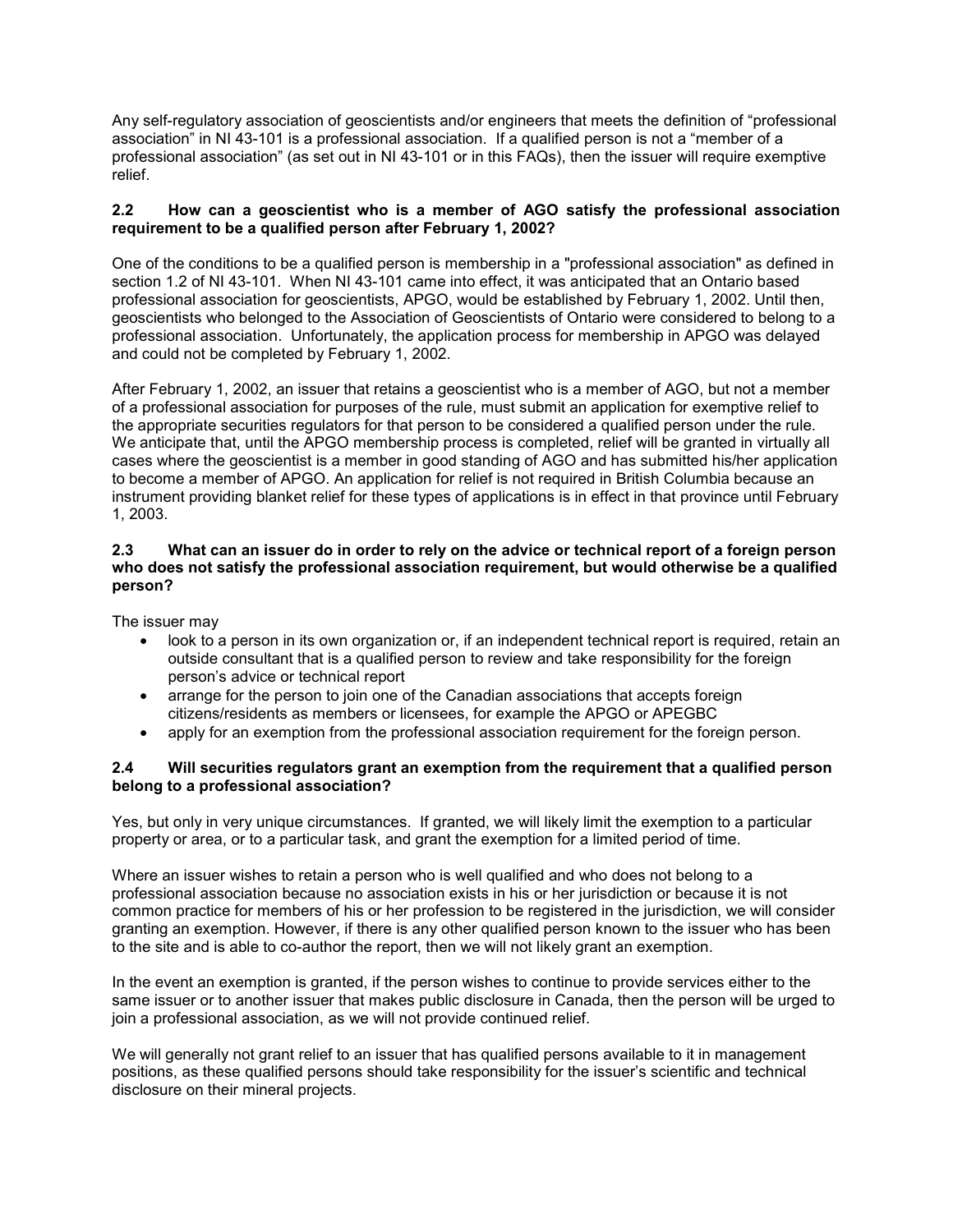Any self-regulatory association of geoscientists and/or engineers that meets the definition of "professional association" in NI 43-101 is a professional association. If a qualified person is not a "member of a professional association" (as set out in NI 43-101 or in this FAQs), then the issuer will require exemptive relief.

### 2.2 How can a geoscientist who is a member of AGO satisfy the professional association requirement to be a qualified person after February 1, 2002?

One of the conditions to be a qualified person is membership in a "professional association" as defined in section 1.2 of NI 43-101. When NI 43-101 came into effect, it was anticipated that an Ontario based professional association for geoscientists, APGO, would be established by February 1, 2002. Until then, geoscientists who belonged to the Association of Geoscientists of Ontario were considered to belong to a professional association. Unfortunately, the application process for membership in APGO was delayed and could not be completed by February 1, 2002.

After February 1, 2002, an issuer that retains a geoscientist who is a member of AGO, but not a member of a professional association for purposes of the rule, must submit an application for exemptive relief to the appropriate securities regulators for that person to be considered a qualified person under the rule. We anticipate that, until the APGO membership process is completed, relief will be granted in virtually all cases where the geoscientist is a member in good standing of AGO and has submitted his/her application to become a member of APGO. An application for relief is not required in British Columbia because an instrument providing blanket relief for these types of applications is in effect in that province until February 1, 2003.

### 2.3 What can an issuer do in order to rely on the advice or technical report of a foreign person who does not satisfy the professional association requirement, but would otherwise be a qualified person?

The issuer may

- look to a person in its own organization or, if an independent technical report is required, retain an outside consultant that is a qualified person to review and take responsibility for the foreign person's advice or technical report
- arrange for the person to join one of the Canadian associations that accepts foreign citizens/residents as members or licensees, for example the APGO or APEGBC
- apply for an exemption from the professional association requirement for the foreign person.

### 2.4 Will securities regulators grant an exemption from the requirement that a qualified person belong to a professional association?

Yes, but only in very unique circumstances. If granted, we will likely limit the exemption to a particular property or area, or to a particular task, and grant the exemption for a limited period of time.

Where an issuer wishes to retain a person who is well qualified and who does not belong to a professional association because no association exists in his or her jurisdiction or because it is not common practice for members of his or her profession to be registered in the jurisdiction, we will consider granting an exemption. However, if there is any other qualified person known to the issuer who has been to the site and is able to co-author the report, then we will not likely grant an exemption.

In the event an exemption is granted, if the person wishes to continue to provide services either to the same issuer or to another issuer that makes public disclosure in Canada, then the person will be urged to join a professional association, as we will not provide continued relief.

We will generally not grant relief to an issuer that has qualified persons available to it in management positions, as these qualified persons should take responsibility for the issuer's scientific and technical disclosure on their mineral projects.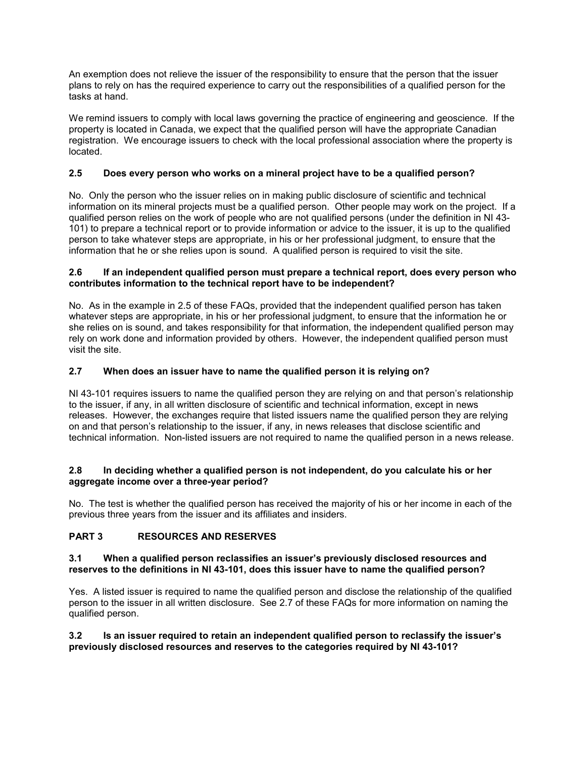An exemption does not relieve the issuer of the responsibility to ensure that the person that the issuer plans to rely on has the required experience to carry out the responsibilities of a qualified person for the tasks at hand.

We remind issuers to comply with local laws governing the practice of engineering and geoscience. If the property is located in Canada, we expect that the qualified person will have the appropriate Canadian registration. We encourage issuers to check with the local professional association where the property is located.

### 2.5 Does every person who works on a mineral project have to be a qualified person?

No. Only the person who the issuer relies on in making public disclosure of scientific and technical information on its mineral projects must be a qualified person. Other people may work on the project. If a qualified person relies on the work of people who are not qualified persons (under the definition in NI 43-101) to prepare a technical report or to provide information or advice to the issuer, it is up to the qualified person to take whatever steps are appropriate, in his or her professional judgment, to ensure that the information that he or she relies upon is sound. A qualified person is required to visit the site.

### 2.6 If an independent qualified person must prepare a technical report, does every person who contributes information to the technical report have to be independent?

No. As in the example in 2.5 of these FAQs, provided that the independent qualified person has taken whatever steps are appropriate, in his or her professional judgment, to ensure that the information he or she relies on is sound, and takes responsibility for that information, the independent qualified person may rely on work done and information provided by others. However, the independent qualified person must visit the site.

### 2.7 When does an issuer have to name the qualified person it is relying on?

NI 43-101 requires issuers to name the qualified person they are relying on and that person's relationship to the issuer, if any, in all written disclosure of scientific and technical information, except in news releases. However, the exchanges require that listed issuers name the qualified person they are relying on and that person's relationship to the issuer, if any, in news releases that disclose scientific and technical information. Non-listed issuers are not required to name the qualified person in a news release.

### 2.8 In deciding whether a qualified person is not independent, do you calculate his or her aggregate income over a three-year period?

No. The test is whether the qualified person has received the majority of his or her income in each of the previous three years from the issuer and its affiliates and insiders.

## PART 3 RESOURCES AND RESERVES

### 3.1 When a qualified person reclassifies an issuer's previously disclosed resources and reserves to the definitions in NI 43-101, does this issuer have to name the qualified person?

Yes. A listed issuer is required to name the qualified person and disclose the relationship of the qualified person to the issuer in all written disclosure. See 2.7 of these FAQs for more information on naming the qualified person.

### 3.2 Is an issuer required to retain an independent qualified person to reclassify the issuer's previously disclosed resources and reserves to the categories required by NI 43-101?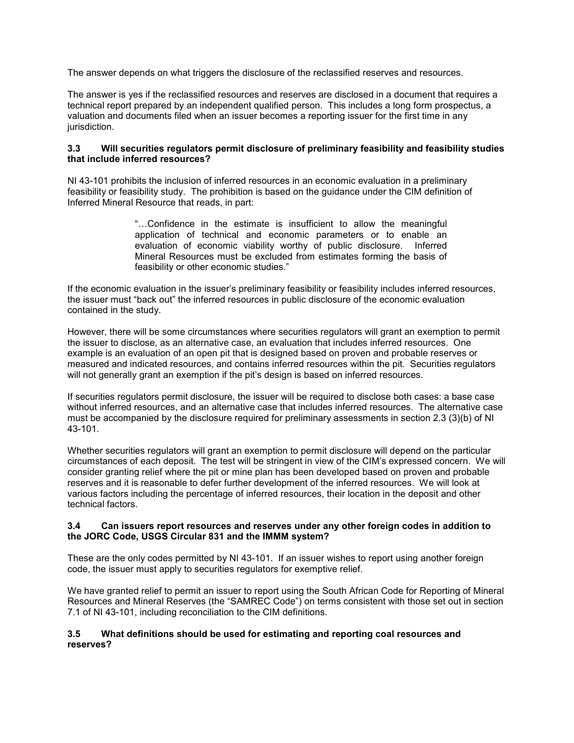The answer depends on what triggers the disclosure of the reclassified reserves and resources.

The answer is yes if the reclassified resources and reserves are disclosed in a document that requires a technical report prepared by an independent qualified person. This includes a long form prospectus, a valuation and documents filed when an issuer becomes a reporting issuer for the first time in any jurisdiction.

### 3.3 Will securities regulators permit disclosure of preliminary feasibility and feasibility studies that include inferred resources?

NI 43-101 prohibits the inclusion of inferred resources in an economic evaluation in a preliminary feasibility or feasibility study. The prohibition is based on the guidance under the CIM definition of Inferred Mineral Resource that reads, in part:

> "…Confidence in the estimate is insufficient to allow the meaningful application of technical and economic parameters or to enable an evaluation of economic viability worthy of public disclosure. Inferred Mineral Resources must be excluded from estimates forming the basis of feasibility or other economic studies."

If the economic evaluation in the issuer's preliminary feasibility or feasibility includes inferred resources, the issuer must "back out" the inferred resources in public disclosure of the economic evaluation contained in the study.

However, there will be some circumstances where securities regulators will grant an exemption to permit the issuer to disclose, as an alternative case, an evaluation that includes inferred resources. One example is an evaluation of an open pit that is designed based on proven and probable reserves or measured and indicated resources, and contains inferred resources within the pit. Securities regulators will not generally grant an exemption if the pit's design is based on inferred resources.

If securities regulators permit disclosure, the issuer will be required to disclose both cases: a base case without inferred resources, and an alternative case that includes inferred resources. The alternative case must be accompanied by the disclosure required for preliminary assessments in section 2.3 (3)(b) of NI 43-101.

Whether securities regulators will grant an exemption to permit disclosure will depend on the particular circumstances of each deposit. The test will be stringent in view of the CIM's expressed concern. We will consider granting relief where the pit or mine plan has been developed based on proven and probable reserves and it is reasonable to defer further development of the inferred resources. We will look at various factors including the percentage of inferred resources, their location in the deposit and other technical factors.

### 3.4 Can issuers report resources and reserves under any other foreign codes in addition to the JORC Code, USGS Circular 831 and the IMMM system?

These are the only codes permitted by NI 43-101. If an issuer wishes to report using another foreign code, the issuer must apply to securities regulators for exemptive relief.

We have granted relief to permit an issuer to report using the South African Code for Reporting of Mineral Resources and Mineral Reserves (the "SAMREC Code") on terms consistent with those set out in section 7.1 of NI 43-101, including reconciliation to the CIM definitions.

### 3.5 What definitions should be used for estimating and reporting coal resources and reserves?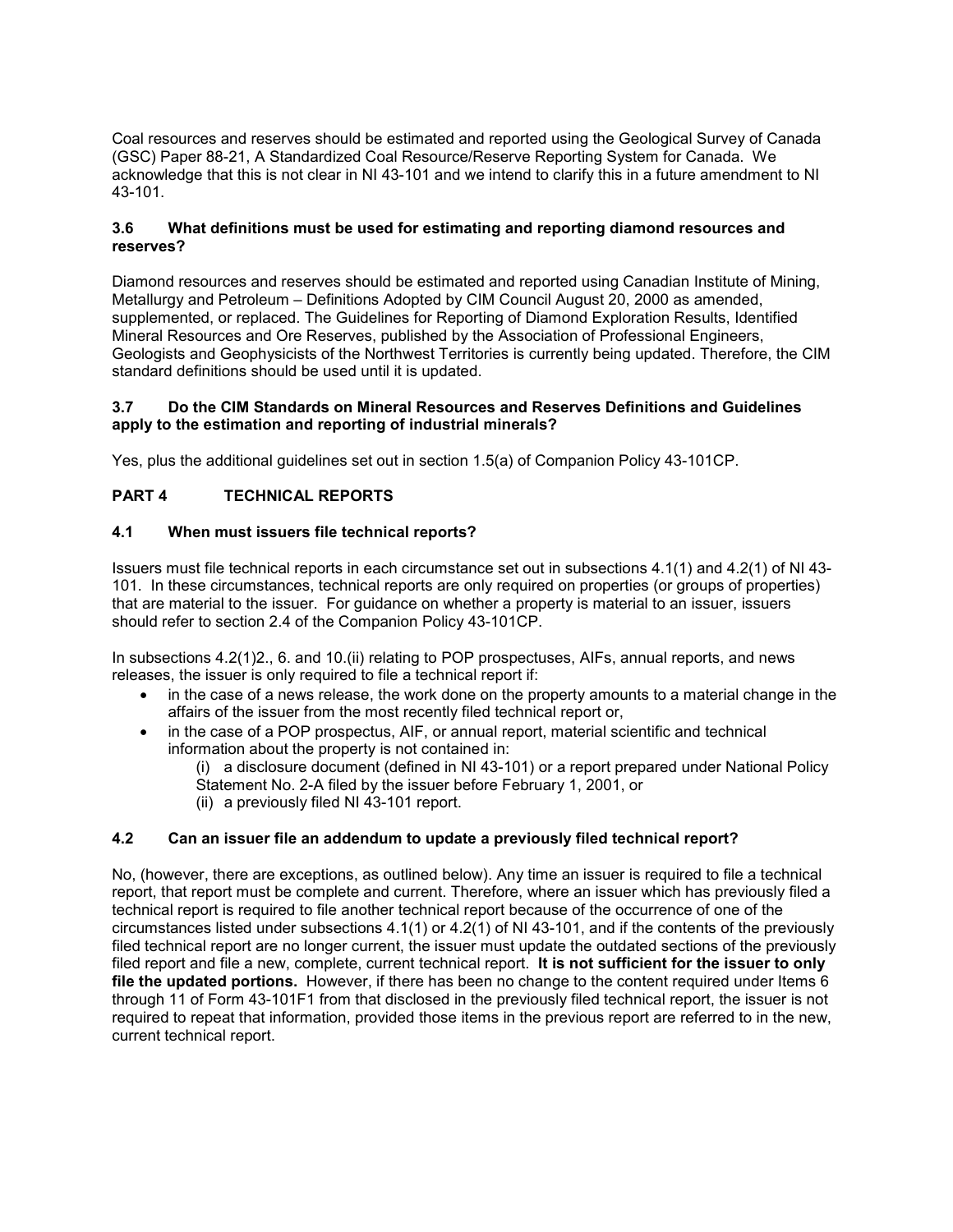Coal resources and reserves should be estimated and reported using the Geological Survey of Canada (GSC) Paper 88-21, A Standardized Coal Resource/Reserve Reporting System for Canada. We acknowledge that this is not clear in NI 43-101 and we intend to clarify this in a future amendment to NI 43-101.

### 3.6 What definitions must be used for estimating and reporting diamond resources and reserves?

Diamond resources and reserves should be estimated and reported using Canadian Institute of Mining, Metallurgy and Petroleum – Definitions Adopted by CIM Council August 20, 2000 as amended, supplemented, or replaced. The Guidelines for Reporting of Diamond Exploration Results, Identified Mineral Resources and Ore Reserves, published by the Association of Professional Engineers, Geologists and Geophysicists of the Northwest Territories is currently being updated. Therefore, the CIM standard definitions should be used until it is updated.

### 3.7 Do the CIM Standards on Mineral Resources and Reserves Definitions and Guidelines apply to the estimation and reporting of industrial minerals?

Yes, plus the additional guidelines set out in section 1.5(a) of Companion Policy 43-101CP.

## PART 4 TECHNICAL REPORTS

### 4.1 When must issuers file technical reports?

Issuers must file technical reports in each circumstance set out in subsections 4.1(1) and 4.2(1) of NI 43-101. In these circumstances, technical reports are only required on properties (or groups of properties) that are material to the issuer. For guidance on whether a property is material to an issuer, issuers should refer to section 2.4 of the Companion Policy 43-101CP.

In subsections 4.2(1)2., 6. and 10.(ii) relating to POP prospectuses, AIFs, annual reports, and news releases, the issuer is only required to file a technical report if:

- in the case of a news release, the work done on the property amounts to a material change in the affairs of the issuer from the most recently filed technical report or,
- in the case of a POP prospectus, AIF, or annual report, material scientific and technical information about the property is not contained in:
  - (i) a disclosure document (defined in NI 43-101) or a report prepared under National Policy Statement No. 2-A filed by the issuer before February 1, 2001, or
  - (ii) a previously filed NI 43-101 report.

### 4.2 Can an issuer file an addendum to update a previously filed technical report?

No, (however, there are exceptions, as outlined below). Any time an issuer is required to file a technical report, that report must be complete and current. Therefore, where an issuer which has previously filed a technical report is required to file another technical report because of the occurrence of one of the circumstances listed under subsections 4.1(1) or 4.2(1) of NI 43-101, and if the contents of the previously filed technical report are no longer current, the issuer must update the outdated sections of the previously filed report and file a new, complete, current technical report. **It is not sufficient for the issuer to only file the updated portions.** However, if there has been no change to the content required under Items 6 through 11 of Form 43-101F1 from that disclosed in the previously filed technical report, the issuer is not required to repeat that information, provided those items in the previous report are referred to in the new, current technical report.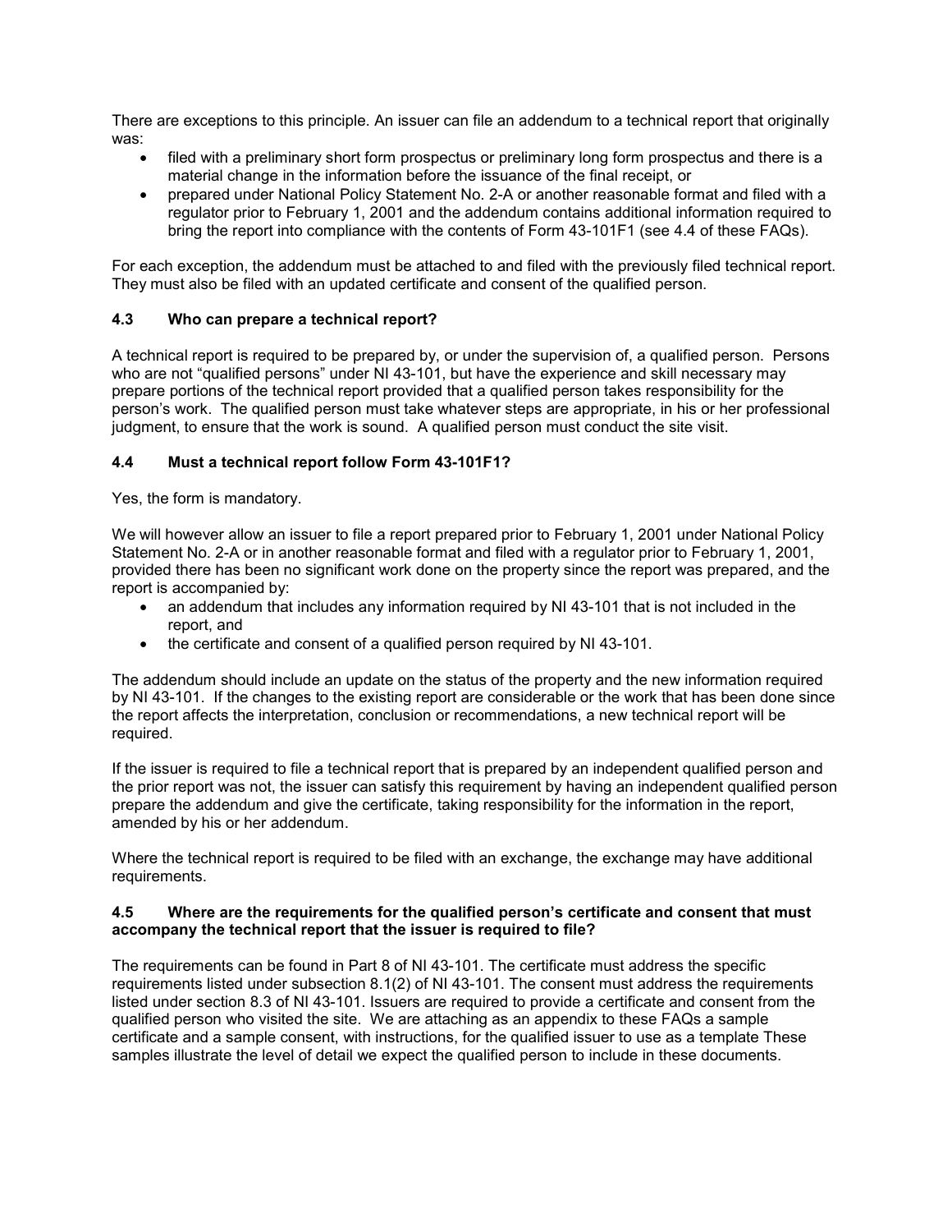There are exceptions to this principle. An issuer can file an addendum to a technical report that originally was:

- filed with a preliminary short form prospectus or preliminary long form prospectus and there is a material change in the information before the issuance of the final receipt, or
- prepared under National Policy Statement No. 2-A or another reasonable format and filed with a regulator prior to February 1, 2001 and the addendum contains additional information required to bring the report into compliance with the contents of Form 43-101F1 (see 4.4 of these FAQs).

For each exception, the addendum must be attached to and filed with the previously filed technical report. They must also be filed with an updated certificate and consent of the qualified person.

### 4.3 Who can prepare a technical report?

A technical report is required to be prepared by, or under the supervision of, a qualified person. Persons who are not "qualified persons" under NI 43-101, but have the experience and skill necessary may prepare portions of the technical report provided that a qualified person takes responsibility for the person's work. The qualified person must take whatever steps are appropriate, in his or her professional judgment, to ensure that the work is sound. A qualified person must conduct the site visit.

### 4.4 Must a technical report follow Form 43-101F1?

Yes, the form is mandatory.

We will however allow an issuer to file a report prepared prior to February 1, 2001 under National Policy Statement No. 2-A or in another reasonable format and filed with a regulator prior to February 1, 2001, provided there has been no significant work done on the property since the report was prepared, and the report is accompanied by:

- an addendum that includes any information required by NI 43-101 that is not included in the report, and
- the certificate and consent of a qualified person required by NI 43-101.

The addendum should include an update on the status of the property and the new information required by NI 43-101. If the changes to the existing report are considerable or the work that has been done since the report affects the interpretation, conclusion or recommendations, a new technical report will be required.

If the issuer is required to file a technical report that is prepared by an independent qualified person and the prior report was not, the issuer can satisfy this requirement by having an independent qualified person prepare the addendum and give the certificate, taking responsibility for the information in the report, amended by his or her addendum.

Where the technical report is required to be filed with an exchange, the exchange may have additional requirements.

### 4.5 Where are the requirements for the qualified person's certificate and consent that must accompany the technical report that the issuer is required to file?

The requirements can be found in Part 8 of NI 43-101. The certificate must address the specific requirements listed under subsection 8.1(2) of NI 43-101. The consent must address the requirements listed under section 8.3 of NI 43-101. Issuers are required to provide a certificate and consent from the qualified person who visited the site. We are attaching as an appendix to these FAQs a sample certificate and a sample consent, with instructions, for the qualified issuer to use as a template These samples illustrate the level of detail we expect the qualified person to include in these documents.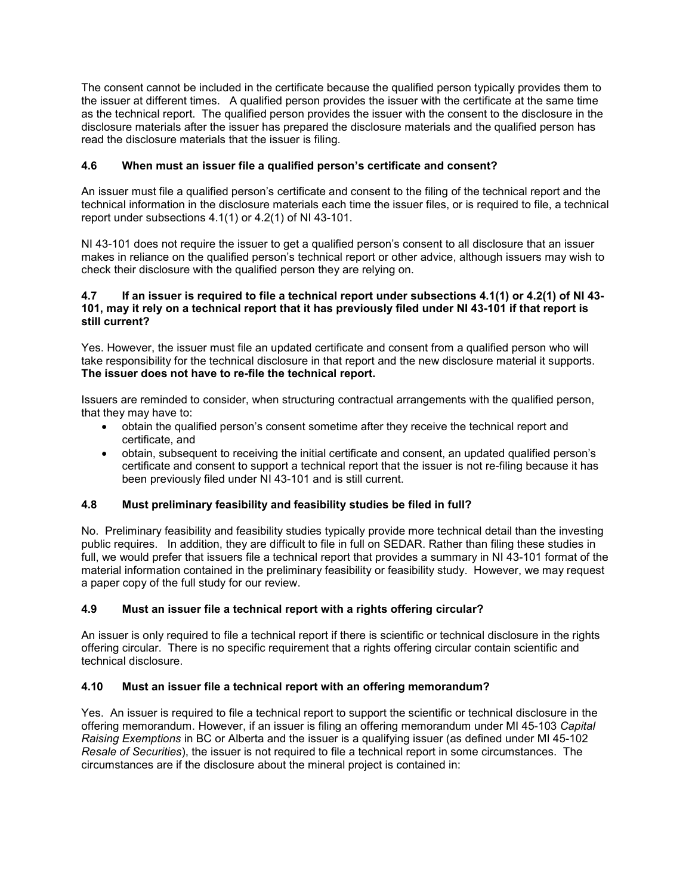The consent cannot be included in the certificate because the qualified person typically provides them to the issuer at different times. A qualified person provides the issuer with the certificate at the same time as the technical report. The qualified person provides the issuer with the consent to the disclosure in the disclosure materials after the issuer has prepared the disclosure materials and the qualified person has read the disclosure materials that the issuer is filing.

### 4.6 When must an issuer file a qualified person's certificate and consent?

An issuer must file a qualified person's certificate and consent to the filing of the technical report and the technical information in the disclosure materials each time the issuer files, or is required to file, a technical report under subsections 4.1(1) or 4.2(1) of NI 43-101.

NI 43-101 does not require the issuer to get a qualified person's consent to all disclosure that an issuer makes in reliance on the qualified person's technical report or other advice, although issuers may wish to check their disclosure with the qualified person they are relying on.

### 4.7 If an issuer is required to file a technical report under subsections 4.1(1) or 4.2(1) of NI 43-101, may it rely on a technical report that it has previously filed under NI 43-101 if that report is still current?

Yes. However, the issuer must file an updated certificate and consent from a qualified person who will take responsibility for the technical disclosure in that report and the new disclosure material it supports. **The issuer does not have to re-file the technical report.**

Issuers are reminded to consider, when structuring contractual arrangements with the qualified person, that they may have to:

- obtain the qualified person's consent sometime after they receive the technical report and certificate, and
- obtain, subsequent to receiving the initial certificate and consent, an updated qualified person's certificate and consent to support a technical report that the issuer is not re-filing because it has been previously filed under NI 43-101 and is still current.

### 4.8 Must preliminary feasibility and feasibility studies be filed in full?

No. Preliminary feasibility and feasibility studies typically provide more technical detail than the investing public requires. In addition, they are difficult to file in full on SEDAR. Rather than filing these studies in full, we would prefer that issuers file a technical report that provides a summary in NI 43-101 format of the material information contained in the preliminary feasibility or feasibility study. However, we may request a paper copy of the full study for our review.

### 4.9 Must an issuer file a technical report with a rights offering circular?

An issuer is only required to file a technical report if there is scientific or technical disclosure in the rights offering circular. There is no specific requirement that a rights offering circular contain scientific and technical disclosure.

### 4.10 Must an issuer file a technical report with an offering memorandum?

Yes. An issuer is required to file a technical report to support the scientific or technical disclosure in the offering memorandum. However, if an issuer is filing an offering memorandum under MI 45-103 *Capital Raising Exemptions* in BC or Alberta and the issuer is a qualifying issuer (as defined under MI 45-102 *Resale of Securities*), the issuer is not required to file a technical report in some circumstances. The circumstances are if the disclosure about the mineral project is contained in: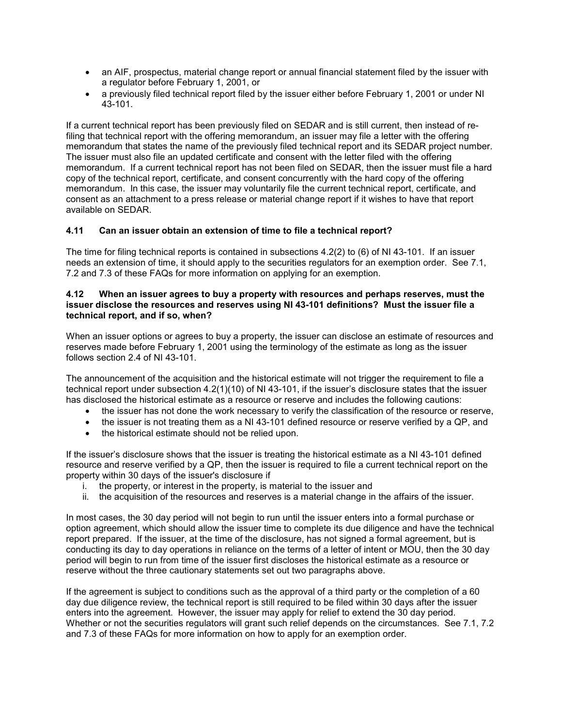- an AIF, prospectus, material change report or annual financial statement filed by the issuer with a regulator before February 1, 2001, or
- a previously filed technical report filed by the issuer either before February 1, 2001 or under NI 43-101.

If a current technical report has been previously filed on SEDAR and is still current, then instead of re-filing that technical report with the offering memorandum, an issuer may file a letter with the offering memorandum that states the name of the previously filed technical report and its SEDAR project number. The issuer must also file an updated certificate and consent with the letter filed with the offering memorandum. If a current technical report has not been filed on SEDAR, then the issuer must file a hard copy of the technical report, certificate, and consent concurrently with the hard copy of the offering memorandum. In this case, the issuer may voluntarily file the current technical report, certificate, and consent as an attachment to a press release or material change report if it wishes to have that report available on SEDAR.

### 4.11 Can an issuer obtain an extension of time to file a technical report?

The time for filing technical reports is contained in subsections 4.2(2) to (6) of NI 43-101. If an issuer needs an extension of time, it should apply to the securities regulators for an exemption order. See 7.1, 7.2 and 7.3 of these FAQs for more information on applying for an exemption.

### 4.12 When an issuer agrees to buy a property with resources and perhaps reserves, must the issuer disclose the resources and reserves using NI 43-101 definitions? Must the issuer file a technical report, and if so, when?

When an issuer options or agrees to buy a property, the issuer can disclose an estimate of resources and reserves made before February 1, 2001 using the terminology of the estimate as long as the issuer follows section 2.4 of NI 43-101.

The announcement of the acquisition and the historical estimate will not trigger the requirement to file a technical report under subsection 4.2(1)(10) of NI 43-101, if the issuer's disclosure states that the issuer has disclosed the historical estimate as a resource or reserve and includes the following cautions:

- the issuer has not done the work necessary to verify the classification of the resource or reserve,
- the issuer is not treating them as a NI 43-101 defined resource or reserve verified by a QP, and
- the historical estimate should not be relied upon.

If the issuer's disclosure shows that the issuer is treating the historical estimate as a NI 43-101 defined resource and reserve verified by a QP, then the issuer is required to file a current technical report on the property within 30 days of the issuer's disclosure if

i. the property, or interest in the property, is material to the issuer and
ii. the acquisition of the resources and reserves is a material change in the affairs of the issuer.

In most cases, the 30 day period will not begin to run until the issuer enters into a formal purchase or option agreement, which should allow the issuer time to complete its due diligence and have the technical report prepared. If the issuer, at the time of the disclosure, has not signed a formal agreement, but is conducting its day to day operations in reliance on the terms of a letter of intent or MOU, then the 30 day period will begin to run from time of the issuer first discloses the historical estimate as a resource or reserve without the three cautionary statements set out two paragraphs above.

If the agreement is subject to conditions such as the approval of a third party or the completion of a 60 day due diligence review, the technical report is still required to be filed within 30 days after the issuer enters into the agreement. However, the issuer may apply for relief to extend the 30 day period. Whether or not the securities regulators will grant such relief depends on the circumstances. See 7.1, 7.2 and 7.3 of these FAQs for more information on how to apply for an exemption order.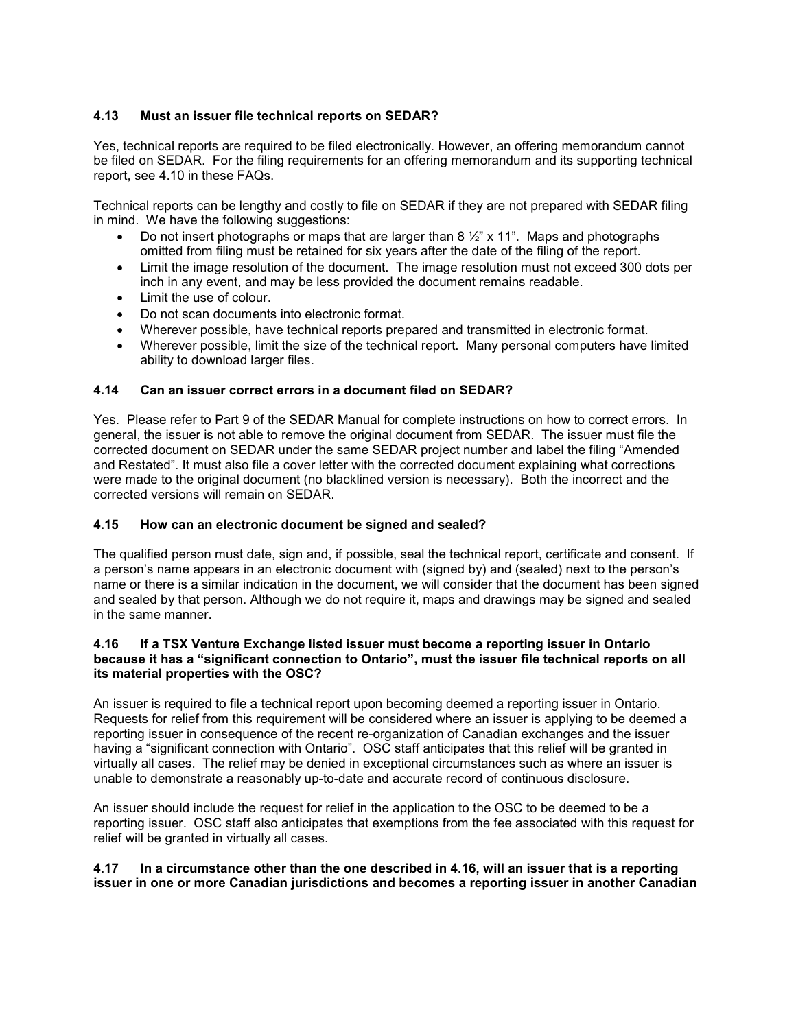**4.13 Must an issuer file technical reports on SEDAR?**

Yes, technical reports are required to be filed electronically. However, an offering memorandum cannot be filed on SEDAR. For the filing requirements for an offering memorandum and its supporting technical report, see 4.10 in these FAQs.

Technical reports can be lengthy and costly to file on SEDAR if they are not prepared with SEDAR filing in mind. We have the following suggestions:

- Do not insert photographs or maps that are larger than 8 ½" x 11". Maps and photographs omitted from filing must be retained for six years after the date of the filing of the report.
- Limit the image resolution of the document. The image resolution must not exceed 300 dots per inch in any event, and may be less provided the document remains readable.
- Limit the use of colour.
- Do not scan documents into electronic format.
- Wherever possible, have technical reports prepared and transmitted in electronic format.
- Wherever possible, limit the size of the technical report. Many personal computers have limited ability to download larger files.

**4.14 Can an issuer correct errors in a document filed on SEDAR?**

Yes. Please refer to Part 9 of the SEDAR Manual for complete instructions on how to correct errors. In general, the issuer is not able to remove the original document from SEDAR. The issuer must file the corrected document on SEDAR under the same SEDAR project number and label the filing "Amended and Restated". It must also file a cover letter with the corrected document explaining what corrections were made to the original document (no blacklined version is necessary). Both the incorrect and the corrected versions will remain on SEDAR.

**4.15 How can an electronic document be signed and sealed?**

The qualified person must date, sign and, if possible, seal the technical report, certificate and consent. If a person's name appears in an electronic document with (signed by) and (sealed) next to the person's name or there is a similar indication in the document, we will consider that the document has been signed and sealed by that person. Although we do not require it, maps and drawings may be signed and sealed in the same manner.

**4.16 If a TSX Venture Exchange listed issuer must become a reporting issuer in Ontario because it has a "significant connection to Ontario", must the issuer file technical reports on all its material properties with the OSC?**

An issuer is required to file a technical report upon becoming deemed a reporting issuer in Ontario. Requests for relief from this requirement will be considered where an issuer is applying to be deemed a reporting issuer in consequence of the recent re-organization of Canadian exchanges and the issuer having a "significant connection with Ontario". OSC staff anticipates that this relief will be granted in virtually all cases. The relief may be denied in exceptional circumstances such as where an issuer is unable to demonstrate a reasonably up-to-date and accurate record of continuous disclosure.

An issuer should include the request for relief in the application to the OSC to be deemed to be a reporting issuer. OSC staff also anticipates that exemptions from the fee associated with this request for relief will be granted in virtually all cases.

**4.17 In a circumstance other than the one described in 4.16, will an issuer that is a reporting issuer in one or more Canadian jurisdictions and becomes a reporting issuer in another Canadian**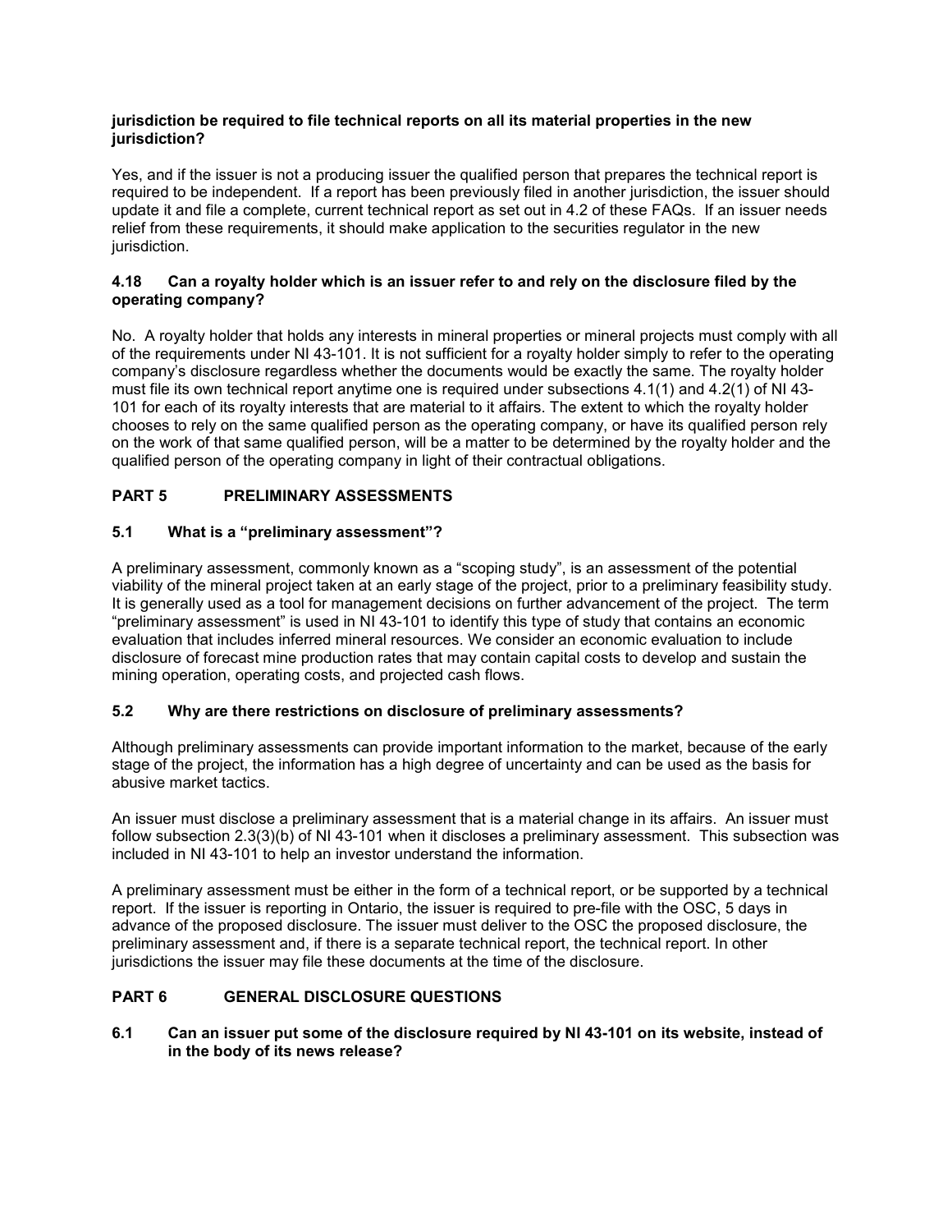**jurisdiction be required to file technical reports on all its material properties in the new jurisdiction?**

Yes, and if the issuer is not a producing issuer the qualified person that prepares the technical report is required to be independent. If a report has been previously filed in another jurisdiction, the issuer should update it and file a complete, current technical report as set out in 4.2 of these FAQs. If an issuer needs relief from these requirements, it should make application to the securities regulator in the new jurisdiction.

### 4.18 Can a royalty holder which is an issuer refer to and rely on the disclosure filed by the operating company?

No. A royalty holder that holds any interests in mineral properties or mineral projects must comply with all of the requirements under NI 43-101. It is not sufficient for a royalty holder simply to refer to the operating company's disclosure regardless whether the documents would be exactly the same. The royalty holder must file its own technical report anytime one is required under subsections 4.1(1) and 4.2(1) of NI 43-101 for each of its royalty interests that are material to it affairs. The extent to which the royalty holder chooses to rely on the same qualified person as the operating company, or have its qualified person rely on the work of that same qualified person, will be a matter to be determined by the royalty holder and the qualified person of the operating company in light of their contractual obligations.

## PART 5 PRELIMINARY ASSESSMENTS

### 5.1 What is a "preliminary assessment"?

A preliminary assessment, commonly known as a "scoping study", is an assessment of the potential viability of the mineral project taken at an early stage of the project, prior to a preliminary feasibility study. It is generally used as a tool for management decisions on further advancement of the project. The term "preliminary assessment" is used in NI 43-101 to identify this type of study that contains an economic evaluation that includes inferred mineral resources. We consider an economic evaluation to include disclosure of forecast mine production rates that may contain capital costs to develop and sustain the mining operation, operating costs, and projected cash flows.

### 5.2 Why are there restrictions on disclosure of preliminary assessments?

Although preliminary assessments can provide important information to the market, because of the early stage of the project, the information has a high degree of uncertainty and can be used as the basis for abusive market tactics.

An issuer must disclose a preliminary assessment that is a material change in its affairs. An issuer must follow subsection 2.3(3)(b) of NI 43-101 when it discloses a preliminary assessment. This subsection was included in NI 43-101 to help an investor understand the information.

A preliminary assessment must be either in the form of a technical report, or be supported by a technical report. If the issuer is reporting in Ontario, the issuer is required to pre-file with the OSC, 5 days in advance of the proposed disclosure. The issuer must deliver to the OSC the proposed disclosure, the preliminary assessment and, if there is a separate technical report, the technical report. In other jurisdictions the issuer may file these documents at the time of the disclosure.

## PART 6 GENERAL DISCLOSURE QUESTIONS

### 6.1 Can an issuer put some of the disclosure required by NI 43-101 on its website, instead of in the body of its news release?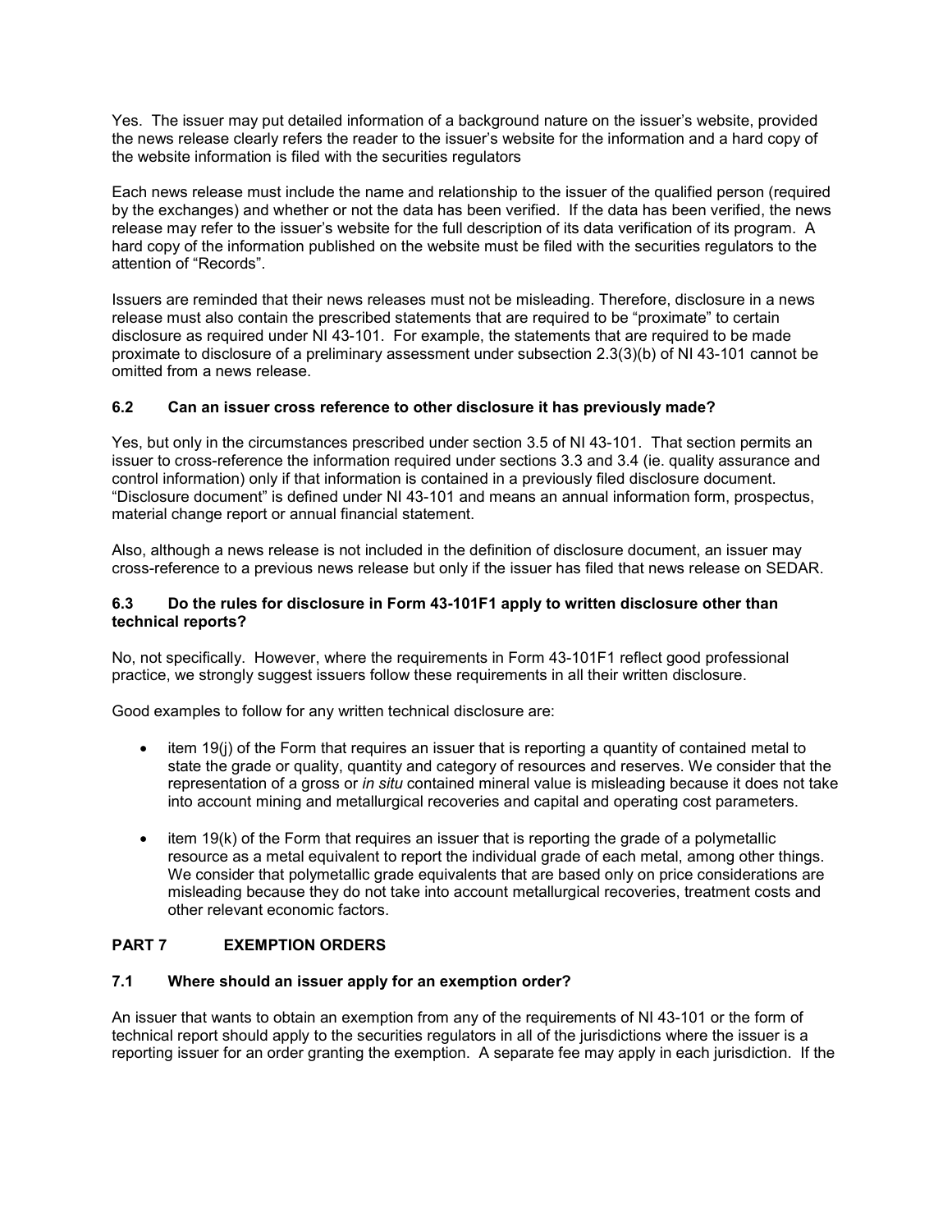Yes. The issuer may put detailed information of a background nature on the issuer's website, provided the news release clearly refers the reader to the issuer's website for the information and a hard copy of the website information is filed with the securities regulators

Each news release must include the name and relationship to the issuer of the qualified person (required by the exchanges) and whether or not the data has been verified. If the data has been verified, the news release may refer to the issuer's website for the full description of its data verification of its program. A hard copy of the information published on the website must be filed with the securities regulators to the attention of "Records".

Issuers are reminded that their news releases must not be misleading. Therefore, disclosure in a news release must also contain the prescribed statements that are required to be "proximate" to certain disclosure as required under NI 43-101. For example, the statements that are required to be made proximate to disclosure of a preliminary assessment under subsection 2.3(3)(b) of NI 43-101 cannot be omitted from a news release.

### 6.2 Can an issuer cross reference to other disclosure it has previously made?

Yes, but only in the circumstances prescribed under section 3.5 of NI 43-101. That section permits an issuer to cross-reference the information required under sections 3.3 and 3.4 (ie. quality assurance and control information) only if that information is contained in a previously filed disclosure document. "Disclosure document" is defined under NI 43-101 and means an annual information form, prospectus, material change report or annual financial statement.

Also, although a news release is not included in the definition of disclosure document, an issuer may cross-reference to a previous news release but only if the issuer has filed that news release on SEDAR.

### 6.3 Do the rules for disclosure in Form 43-101F1 apply to written disclosure other than technical reports?

No, not specifically. However, where the requirements in Form 43-101F1 reflect good professional practice, we strongly suggest issuers follow these requirements in all their written disclosure.

Good examples to follow for any written technical disclosure are:

- item 19(j) of the Form that requires an issuer that is reporting a quantity of contained metal to state the grade or quality, quantity and category of resources and reserves. We consider that the representation of a gross or *in situ* contained mineral value is misleading because it does not take into account mining and metallurgical recoveries and capital and operating cost parameters.

- item 19(k) of the Form that requires an issuer that is reporting the grade of a polymetallic resource as a metal equivalent to report the individual grade of each metal, among other things. We consider that polymetallic grade equivalents that are based only on price considerations are misleading because they do not take into account metallurgical recoveries, treatment costs and other relevant economic factors.

## PART 7 EXEMPTION ORDERS

### 7.1 Where should an issuer apply for an exemption order?

An issuer that wants to obtain an exemption from any of the requirements of NI 43-101 or the form of technical report should apply to the securities regulators in all of the jurisdictions where the issuer is a reporting issuer for an order granting the exemption. A separate fee may apply in each jurisdiction. If the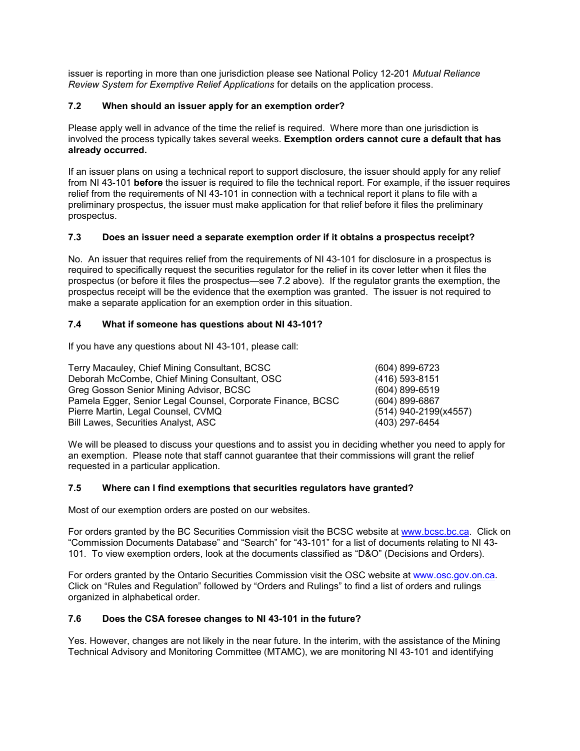issuer is reporting in more than one jurisdiction please see National Policy 12-201 *Mutual Reliance Review System for Exemptive Relief Applications* for details on the application process.

### 7.2 When should an issuer apply for an exemption order?

Please apply well in advance of the time the relief is required. Where more than one jurisdiction is involved the process typically takes several weeks. **Exemption orders cannot cure a default that has already occurred.**

If an issuer plans on using a technical report to support disclosure, the issuer should apply for any relief from NI 43-101 **before** the issuer is required to file the technical report. For example, if the issuer requires relief from the requirements of NI 43-101 in connection with a technical report it plans to file with a preliminary prospectus, the issuer must make application for that relief before it files the preliminary prospectus.

### 7.3 Does an issuer need a separate exemption order if it obtains a prospectus receipt?

No. An issuer that requires relief from the requirements of NI 43-101 for disclosure in a prospectus is required to specifically request the securities regulator for the relief in its cover letter when it files the prospectus (or before it files the prospectus—see 7.2 above). If the regulator grants the exemption, the prospectus receipt will be the evidence that the exemption was granted. The issuer is not required to make a separate application for an exemption order in this situation.

### 7.4 What if someone has questions about NI 43-101?

If you have any questions about NI 43-101, please call:

| | |
|---|---|
| Terry Macauley, Chief Mining Consultant, BCSC | (604) 899-6723 |
| Deborah McCombe, Chief Mining Consultant, OSC | (416) 593-8151 |
| Greg Gosson Senior Mining Advisor, BCSC | (604) 899-6519 |
| Pamela Egger, Senior Legal Counsel, Corporate Finance, BCSC | (604) 899-6867 |
| Pierre Martin, Legal Counsel, CVMQ | (514) 940-2199(x4557) |
| Bill Lawes, Securities Analyst, ASC | (403) 297-6454 |

We will be pleased to discuss your questions and to assist you in deciding whether you need to apply for an exemption. Please note that staff cannot guarantee that their commissions will grant the relief requested in a particular application.

### 7.5 Where can I find exemptions that securities regulators have granted?

Most of our exemption orders are posted on our websites.

For orders granted by the BC Securities Commission visit the BCSC website at www.bcsc.bc.ca. Click on "Commission Documents Database" and "Search" for "43-101" for a list of documents relating to NI 43-101. To view exemption orders, look at the documents classified as "D&O" (Decisions and Orders).

For orders granted by the Ontario Securities Commission visit the OSC website at www.osc.gov.on.ca. Click on "Rules and Regulation" followed by "Orders and Rulings" to find a list of orders and rulings organized in alphabetical order.

### 7.6 Does the CSA foresee changes to NI 43-101 in the future?

Yes. However, changes are not likely in the near future. In the interim, with the assistance of the Mining Technical Advisory and Monitoring Committee (MTAMC), we are monitoring NI 43-101 and identifying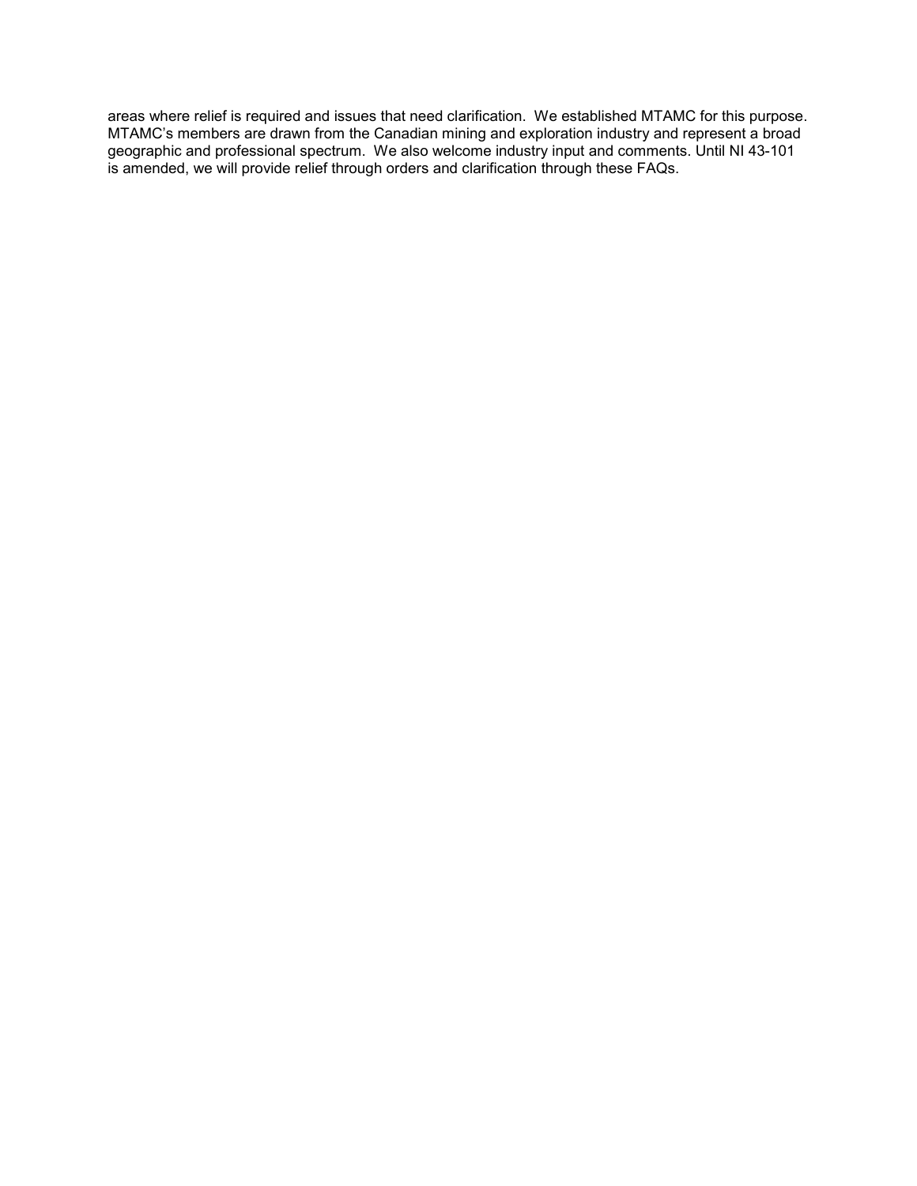areas where relief is required and issues that need clarification. We established MTAMC for this purpose. MTAMC's members are drawn from the Canadian mining and exploration industry and represent a broad geographic and professional spectrum. We also welcome industry input and comments. Until NI 43-101 is amended, we will provide relief through orders and clarification through these FAQs.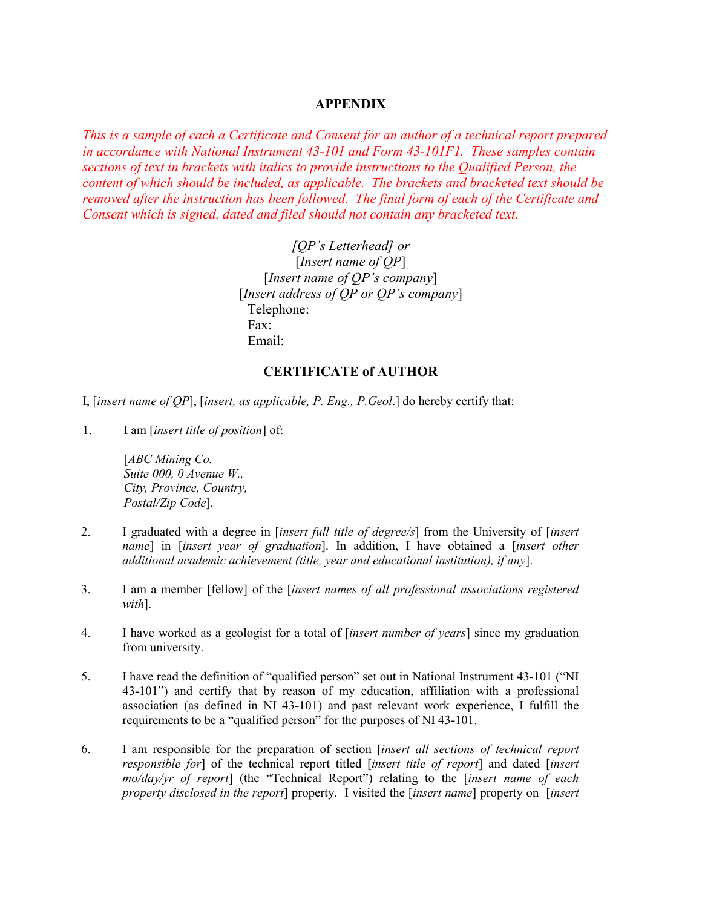# APPENDIX

*This is a sample of each a Certificate and Consent for an author of a technical report prepared in accordance with National Instrument 43-101 and Form 43-101F1. These samples contain sections of text in brackets with italics to provide instructions to the Qualified Person, the content of which should be included, as applicable. The brackets and bracketed text should be removed after the instruction has been followed. The final form of each of the Certificate and Consent which is signed, dated and filed should not contain any bracketed text.*

[*QP's Letterhead*] *or*
[*Insert name of QP*]
[*Insert name of QP's company*]
[*Insert address of QP or QP's company*]
Telephone:
Fax:
Email:

## CERTIFICATE of AUTHOR

I, [*insert name of QP*], [*insert, as applicable, P. Eng., P.Geol*.] do hereby certify that:

1. I am [*insert title of position*] of:

   [*ABC Mining Co.*
   *Suite 000, 0 Avenue W.,*
   *City, Province, Country,*
   *Postal/Zip Code*].

2. I graduated with a degree in [*insert full title of degree/s*] from the University of [*insert name*] in [*insert year of graduation*]. In addition, I have obtained a [*insert other additional academic achievement (title, year and educational institution), if any*].

3. I am a member [fellow] of the [*insert names of all professional associations registered with*].

4. I have worked as a geologist for a total of [*insert number of years*] since my graduation from university.

5. I have read the definition of "qualified person" set out in National Instrument 43-101 ("NI 43-101") and certify that by reason of my education, affiliation with a professional association (as defined in NI 43-101) and past relevant work experience, I fulfill the requirements to be a "qualified person" for the purposes of NI 43-101.

6. I am responsible for the preparation of section [*insert all sections of technical report responsible for*] of the technical report titled [*insert title of report*] and dated [*insert mo/day/yr of report*] (the "Technical Report") relating to the [*insert name of each property disclosed in the report*] property. I visited the [*insert name*] property on [*insert*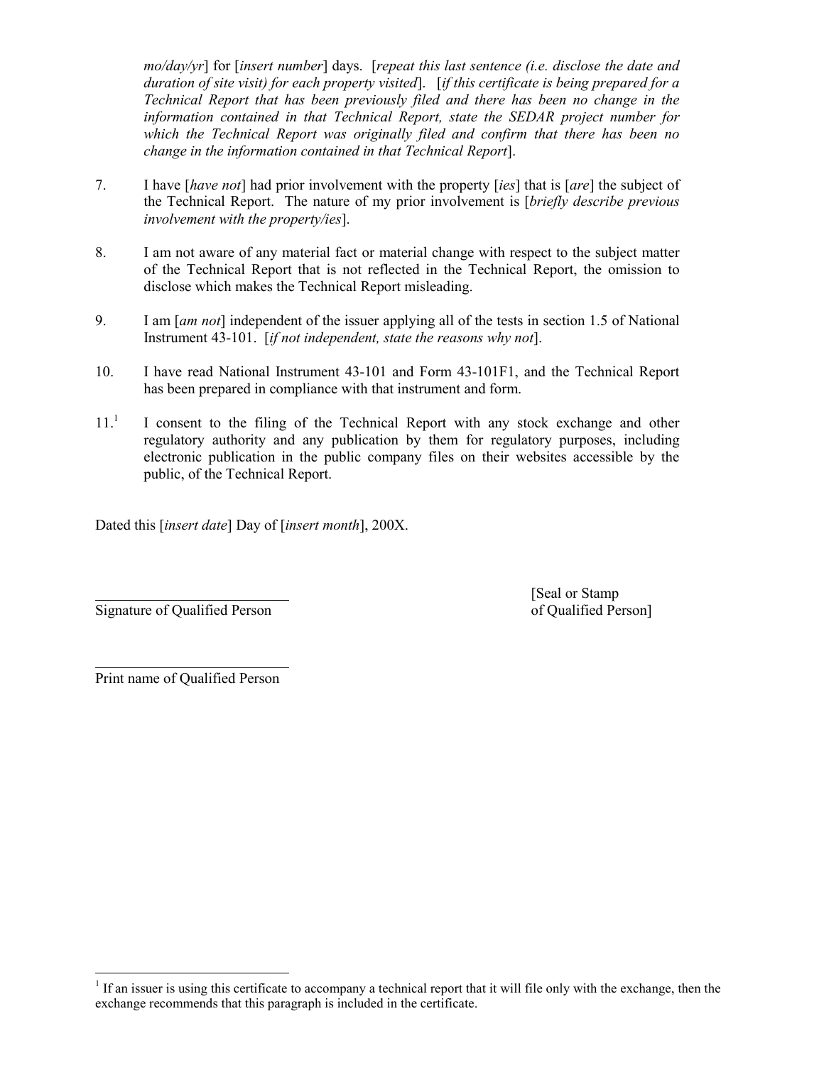*mo/day/yr*] for [*insert number*] days. [*repeat this last sentence (i.e. disclose the date and duration of site visit) for each property visited*]. [*if this certificate is being prepared for a Technical Report that has been previously filed and there has been no change in the information contained in that Technical Report, state the SEDAR project number for which the Technical Report was originally filed and confirm that there has been no change in the information contained in that Technical Report*].

7. I have [*have not*] had prior involvement with the property [*ies*] that is [*are*] the subject of the Technical Report. The nature of my prior involvement is [*briefly describe previous involvement with the property/ies*].

8. I am not aware of any material fact or material change with respect to the subject matter of the Technical Report that is not reflected in the Technical Report, the omission to disclose which makes the Technical Report misleading.

9. I am [*am not*] independent of the issuer applying all of the tests in section 1.5 of National Instrument 43-101. [*if not independent, state the reasons why not*].

10. I have read National Instrument 43-101 and Form 43-101F1, and the Technical Report has been prepared in compliance with that instrument and form.

11.[1] I consent to the filing of the Technical Report with any stock exchange and other regulatory authority and any publication by them for regulatory purposes, including electronic publication in the public company files on their websites accessible by the public, of the Technical Report.

Dated this [*insert date*] Day of [*insert month*], 200X.

\_\_\_\_\_\_\_\_\_\_\_\_\_\_\_\_\_\_\_\_\_\_\_\_\_\_
Signature of Qualified Person

[Seal or Stamp
of Qualified Person]

\_\_\_\_\_\_\_\_\_\_\_\_\_\_\_\_\_\_\_\_\_\_\_\_\_\_
Print name of Qualified Person

[1] If an issuer is using this certificate to accompany a technical report that it will file only with the exchange, then the exchange recommends that this paragraph is included in the certificate.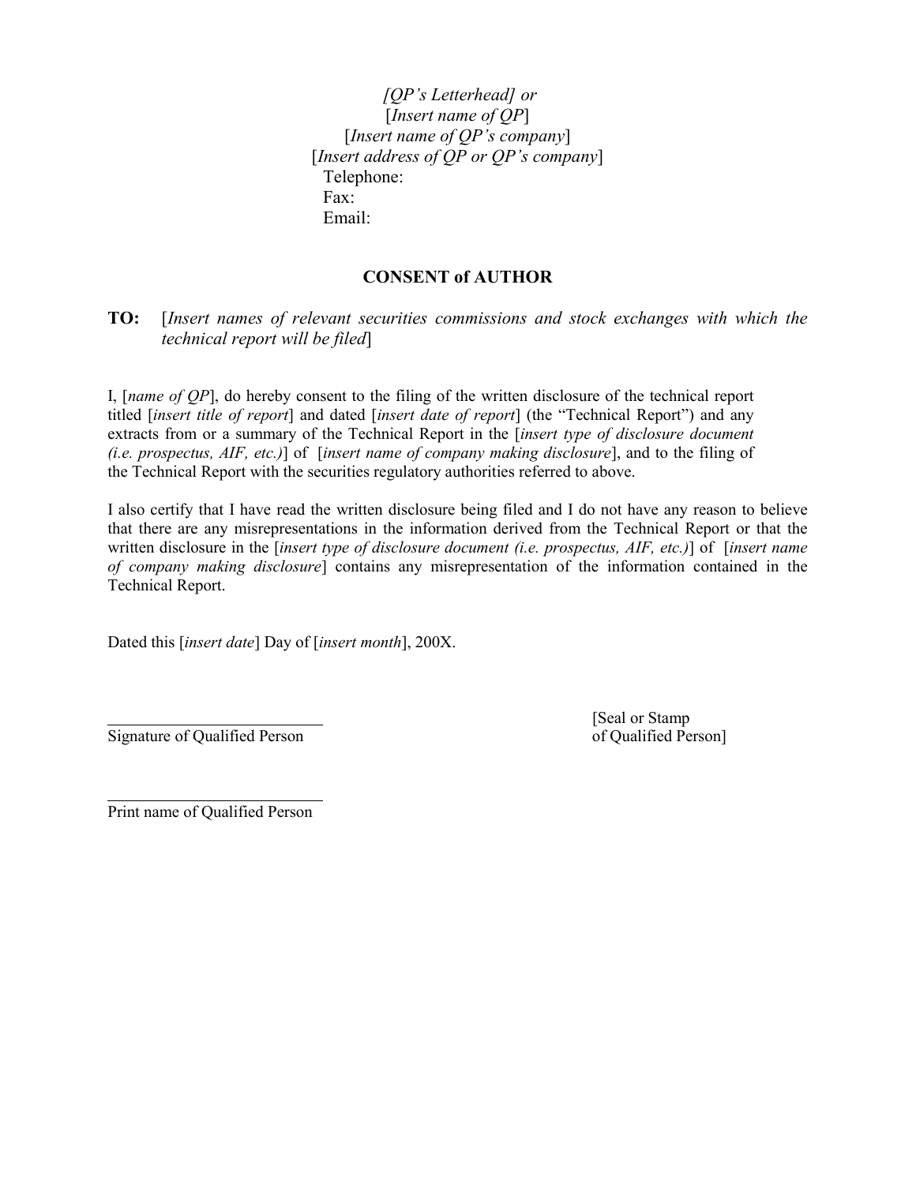*[QP's Letterhead] or*
[*Insert name of QP*]
[*Insert name of QP's company*]
[*Insert address of QP or QP's company*]
Telephone:
Fax:
Email:

## CONSENT of AUTHOR

**TO:** [*Insert names of relevant securities commissions and stock exchanges with which the technical report will be filed*]

I, [*name of QP*], do hereby consent to the filing of the written disclosure of the technical report titled [*insert title of report*] and dated [*insert date of report*] (the "Technical Report") and any extracts from or a summary of the Technical Report in the [*insert type of disclosure document (i.e. prospectus, AIF, etc.)*] of [*insert name of company making disclosure*], and to the filing of the Technical Report with the securities regulatory authorities referred to above.

I also certify that I have read the written disclosure being filed and I do not have any reason to believe that there are any misrepresentations in the information derived from the Technical Report or that the written disclosure in the [*insert type of disclosure document (i.e. prospectus, AIF, etc.)*] of [*insert name of company making disclosure*] contains any misrepresentation of the information contained in the Technical Report.

Dated this [*insert date*] Day of [*insert month*], 200X.

\_\_\_\_\_\_\_\_\_\_\_\_\_\_\_\_\_\_\_\_\_\_\_\_\_\_\_
Signature of Qualified Person

[Seal or Stamp
of Qualified Person]

\_\_\_\_\_\_\_\_\_\_\_\_\_\_\_\_\_\_\_\_\_\_\_\_\_\_\_
Print name of Qualified Person